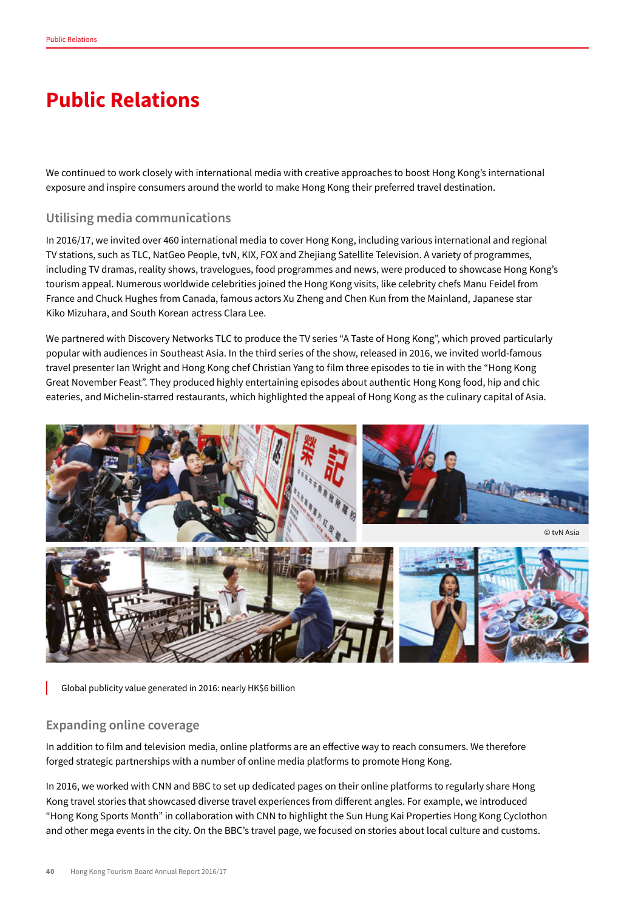# Public Relations

We continued to work closely with international media with creative approaches to boost Hong Kong's international exposure and inspire consumers around the world to make Hong Kong their preferred travel destination.

## Utilising media communications

In 2016/17, we invited over 460 international media to cover Hong Kong, including various international and regional TV stations, such as TLC, NatGeo People, tvN, KIX, FOX and Zhejiang Satellite Television. A variety of programmes, including TV dramas, reality shows, travelogues, food programmes and news, were produced to showcase Hong Kong's tourism appeal. Numerous worldwide celebrities joined the Hong Kong visits, like celebrity chefs Manu Feidel from France and Chuck Hughes from Canada, famous actors Xu Zheng and Chen Kun from the Mainland, Japanese star Kiko Mizuhara, and South Korean actress Clara Lee.

We partnered with Discovery Networks TLC to produce the TV series "A Taste of Hong Kong", which proved particularly popular with audiences in Southeast Asia. In the third series of the show, released in 2016, we invited world-famous travel presenter Ian Wright and Hong Kong chef Christian Yang to film three episodes to tie in with the "Hong Kong Great November Feast". They produced highly entertaining episodes about authentic Hong Kong food, hip and chic eateries, and Michelin-starred restaurants, which highlighted the appeal of Hong Kong as the culinary capital of Asia.

© tvN Asia

Global publicity value generated in 2016: nearly HK$6 billion

## Expanding online coverage

In addition to film and television media, online platforms are an effective way to reach consumers. We therefore forged strategic partnerships with a number of online media platforms to promote Hong Kong.

In 2016, we worked with CNN and BBC to set up dedicated pages on their online platforms to regularly share Hong Kong travel stories that showcased diverse travel experiences from different angles. For example, we introduced "Hong Kong Sports Month" in collaboration with CNN to highlight the Sun Hung Kai Properties Hong Kong Cyclothon and other mega events in the city. On the BBC's travel page, we focused on stories about local culture and customs.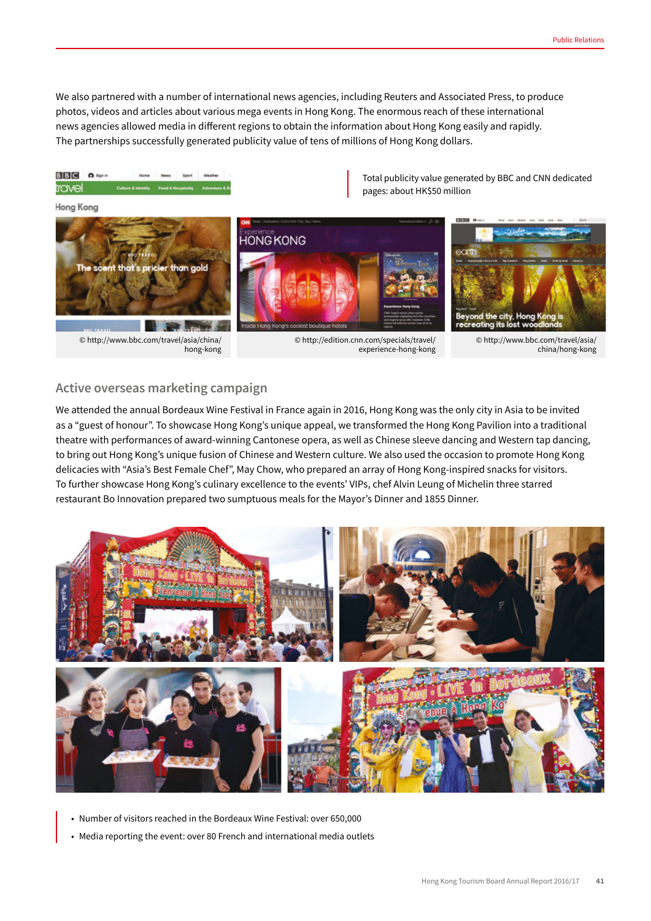We also partnered with a number of international news agencies, including Reuters and Associated Press, to produce photos, videos and articles about various mega events in Hong Kong. The enormous reach of these international news agencies allowed media in different regions to obtain the information about Hong Kong easily and rapidly. The partnerships successfully generated publicity value of tens of millions of Hong Kong dollars.

Total publicity value generated by BBC and CNN dedicated pages: about HK$50 million

© http://www.bbc.com/travel/asia/china/hong-kong

© http://edition.cnn.com/specials/travel/experience-hong-kong

© http://www.bbc.com/travel/asia/china/hong-kong

## Active overseas marketing campaign

We attended the annual Bordeaux Wine Festival in France again in 2016, Hong Kong was the only city in Asia to be invited as a "guest of honour". To showcase Hong Kong's unique appeal, we transformed the Hong Kong Pavilion into a traditional theatre with performances of award-winning Cantonese opera, as well as Chinese sleeve dancing and Western tap dancing, to bring out Hong Kong's unique fusion of Chinese and Western culture. We also used the occasion to promote Hong Kong delicacies with "Asia's Best Female Chef", May Chow, who prepared an array of Hong Kong-inspired snacks for visitors. To further showcase Hong Kong's culinary excellence to the events' VIPs, chef Alvin Leung of Michelin three starred restaurant Bo Innovation prepared two sumptuous meals for the Mayor's Dinner and 1855 Dinner.

- Number of visitors reached in the Bordeaux Wine Festival: over 650,000
- Media reporting the event: over 80 French and international media outlets